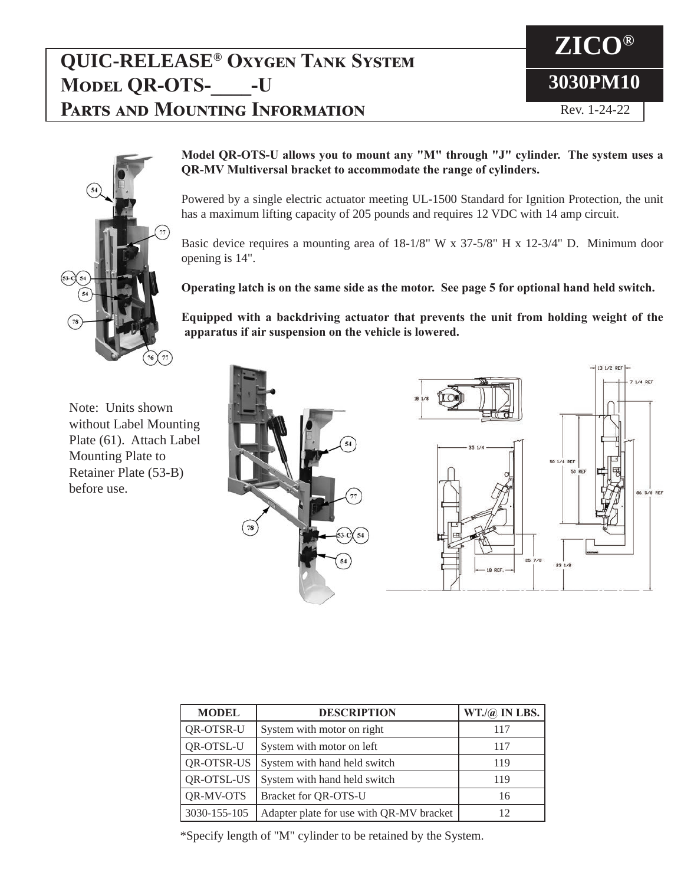# QUIC-RELEASE® Oxygen Tank System Model QR-OTS-____-U Parts and Mounting Information

**ZICO®**

**3030PM10**

Rev. 1-24-22

**Model QR-OTS-U allows you to mount any "M" through "J" cylinder. The system uses a QR-MV Multiversal bracket to accommodate the range of cylinders.**

Powered by a single electric actuator meeting UL-1500 Standard for Ignition Protection, the unit has a maximum lifting capacity of 205 pounds and requires 12 VDC with 14 amp circuit.

Basic device requires a mounting area of 18-1/8" W x 37-5/8" H x 12-3/4" D. Minimum door opening is 14".

**Operating latch is on the same side as the motor. See page 5 for optional hand held switch.**

**Equipped with a backdriving actuator that prevents the unit from holding weight of the apparatus if air suspension on the vehicle is lowered.**

Note: Units shown without Label Mounting Plate (61). Attach Label Mounting Plate to Retainer Plate (53-B) before use.

| MODEL | DESCRIPTION | WT./@ IN LBS. |
|---|---|---|
| QR-OTSR-U | System with motor on right | 117 |
| QR-OTSL-U | System with motor on left | 117 |
| QR-OTSR-US | System with hand held switch | 119 |
| QR-OTSL-US | System with hand held switch | 119 |
| QR-MV-OTS | Bracket for QR-OTS-U | 16 |
| 3030-155-105 | Adapter plate for use with QR-MV bracket | 12 |

*Specify length of "M" cylinder to be retained by the System.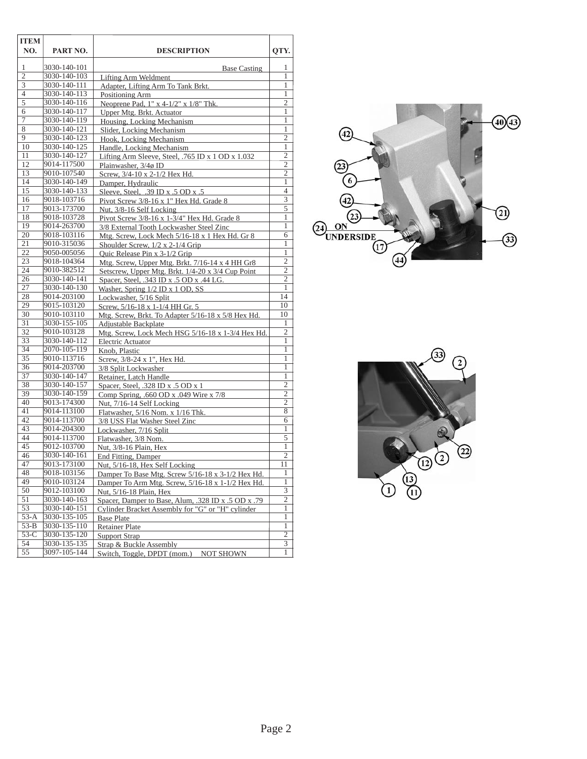| ITEM NO. | PART NO. | DESCRIPTION | QTY. |
|---|---|---|---|
| 1 | 3030-140-101 | Base Casting | 1 |
| 2 | 3030-140-103 | Lifting Arm Weldment | 1 |
| 3 | 3030-140-111 | Adapter, Lifting Arm To Tank Brkt. | 1 |
| 4 | 3030-140-113 | Positioning Arm | 1 |
| 5 | 3030-140-116 | Neoprene Pad, 1" x 4-1/2" x 1/8" Thk. | 2 |
| 6 | 3030-140-117 | Upper Mtg. Brkt. Actuator | 1 |
| 7 | 3030-140-119 | Housing, Locking Mechanism | 1 |
| 8 | 3030-140-121 | Slider, Locking Mechanism | 1 |
| 9 | 3030-140-123 | Hook, Locking Mechanism | 2 |
| 10 | 3030-140-125 | Handle, Locking Mechanism | 1 |
| 11 | 3030-140-127 | Lifting Arm Sleeve, Steel, .765 ID x 1 OD x 1.032 | 2 |
| 12 | 9014-117500 | Plainwasher, 3/4ø ID | 2 |
| 13 | 9010-107540 | Screw, 3/4-10 x 2-1/2 Hex Hd. | 2 |
| 14 | 3030-140-149 | Damper, Hydraulic | 1 |
| 15 | 3030-140-133 | Sleeve, Steel, .39 ID x .5 OD x .5 | 4 |
| 16 | 9018-103716 | Pivot Screw 3/8-16 x 1" Hex Hd. Grade 8 | 3 |
| 17 | 9013-173700 | Nut, 3/8-16 Self Locking | 5 |
| 18 | 9018-103728 | Pivot Screw 3/8-16 x 1-3/4" Hex Hd. Grade 8 | 1 |
| 19 | 9014-263700 | 3/8 External Tooth Lockwasher Steel Zinc | 1 |
| 20 | 9018-103116 | Mtg. Screw, Lock Mech 5/16-18 x 1 Hex Hd. Gr 8 | 6 |
| 21 | 9010-315036 | Shoulder Screw, 1/2 x 2-1/4 Grip | 1 |
| 22 | 9050-005056 | Quic Release Pin x 3-1/2 Grip | 1 |
| 23 | 9018-104364 | Mtg. Screw, Upper Mtg. Brkt. 7/16-14 x 4 HH Gr8 | 2 |
| 24 | 9010-382512 | Setscrew, Upper Mtg. Brkt. 1/4-20 x 3/4 Cup Point | 2 |
| 26 | 3030-140-141 | Spacer, Steel, .343 ID x .5 OD x .44 LG. | 2 |
| 27 | 3030-140-130 | Washer, Spring 1/2 ID x 1 OD, SS | 1 |
| 28 | 9014-203100 | Lockwasher, 5/16 Split | 14 |
| 29 | 9015-103120 | Screw, 5/16-18 x 1-1/4 HH Gr. 5 | 10 |
| 30 | 9010-103110 | Mtg. Screw, Brkt. To Adapter 5/16-18 x 5/8 Hex Hd. | 10 |
| 31 | 3030-155-105 | Adjustable Backplate | 1 |
| 32 | 9010-103128 | Mtg. Screw, Lock Mech HSG 5/16-18 x 1-3/4 Hex Hd. | 2 |
| 33 | 3030-140-112 | Electric Actuator | 1 |
| 34 | 2070-105-119 | Knob, Plastic | 1 |
| 35 | 9010-113716 | Screw, 3/8-24 x 1", Hex Hd. | 1 |
| 36 | 9014-203700 | 3/8 Split Lockwasher | 1 |
| 37 | 3030-140-147 | Retainer, Latch Handle | 1 |
| 38 | 3030-140-157 | Spacer, Steel, .328 ID x .5 OD x 1 | 2 |
| 39 | 3030-140-159 | Comp Spring, .660 OD x .049 Wire x 7/8 | 2 |
| 40 | 9013-174300 | Nut, 7/16-14 Self Locking | 2 |
| 41 | 9014-113100 | Flatwasher, 5/16 Nom. x 1/16 Thk. | 8 |
| 42 | 9014-113700 | 3/8 USS Flat Washer Steel Zinc | 6 |
| 43 | 9014-204300 | Lockwasher, 7/16 Split | 1 |
| 44 | 9014-113700 | Flatwasher, 3/8 Nom. | 5 |
| 45 | 9012-103700 | Nut, 3/8-16 Plain, Hex | 1 |
| 46 | 3030-140-161 | End Fitting, Damper | 2 |
| 47 | 9013-173100 | Nut, 5/16-18, Hex Self Locking | 11 |
| 48 | 9018-103156 | Damper To Base Mtg. Screw 5/16-18 x 3-1/2 Hex Hd. | 1 |
| 49 | 9010-103124 | Damper To Arm Mtg. Screw, 5/16-18 x 1-1/2 Hex Hd. | 1 |
| 50 | 9012-103100 | Nut, 5/16-18 Plain, Hex | 3 |
| 51 | 3030-140-163 | Spacer, Damper to Base, Alum, .328 ID x .5 OD x .79 | 2 |
| 53 | 3030-140-151 | Cylinder Bracket Assembly for "G" or "H" cylinder | 1 |
| 53-A | 3030-135-105 | Base Plate | 1 |
| 53-B | 3030-135-110 | Retainer Plate | 1 |
| 53-C | 3030-135-120 | Support Strap | 2 |
| 54 | 3030-135-135 | Strap & Buckle Assembly | 3 |
| 55 | 3097-105-144 | Switch, Toggle, DPDT (mom.) NOT SHOWN | 1 |

42 40 43 23 6 42 21 23 24 ON UNDERSIDE 33 17 44

33 2 22 2 12 13 1 11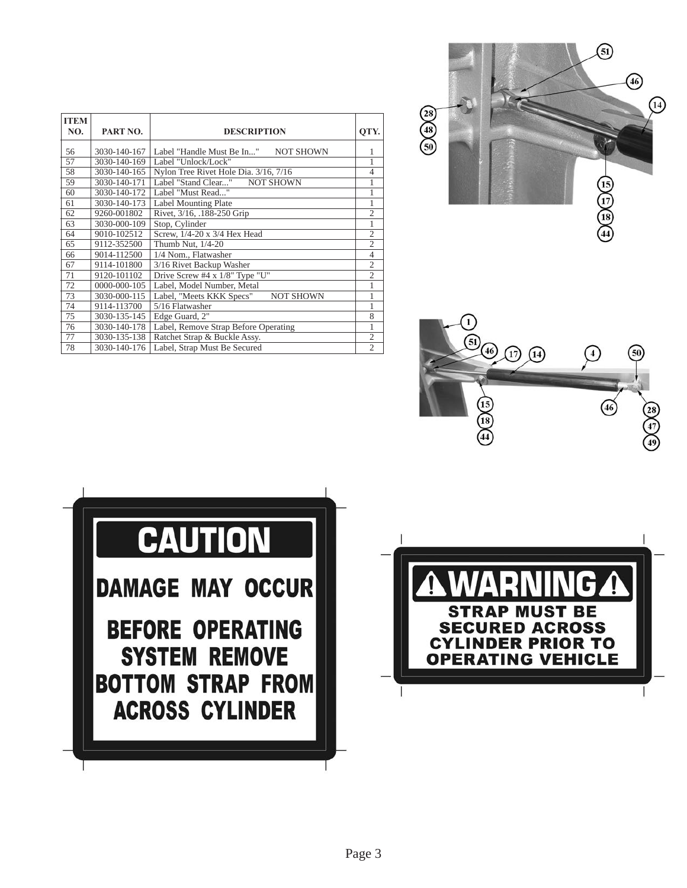| ITEM NO. | PART NO. | DESCRIPTION | QTY. |
|---|---|---|---|
| 56 | 3030-140-167 | Label "Handle Must Be In..." NOT SHOWN | 1 |
| 57 | 3030-140-169 | Label "Unlock/Lock" | 1 |
| 58 | 3030-140-165 | Nylon Tree Rivet Hole Dia. 3/16, 7/16 | 4 |
| 59 | 3030-140-171 | Label "Stand Clear..." NOT SHOWN | 1 |
| 60 | 3030-140-172 | Label "Must Read..." | 1 |
| 61 | 3030-140-173 | Label Mounting Plate | 1 |
| 62 | 9260-001802 | Rivet, 3/16, .188-250 Grip | 2 |
| 63 | 3030-000-109 | Stop, Cylinder | 1 |
| 64 | 9010-102512 | Screw, 1/4-20 x 3/4 Hex Head | 2 |
| 65 | 9112-352500 | Thumb Nut, 1/4-20 | 2 |
| 66 | 9014-112500 | 1/4 Nom., Flatwasher | 4 |
| 67 | 9114-101800 | 3/16 Rivet Backup Washer | 2 |
| 71 | 9120-101102 | Drive Screw #4 x 1/8" Type "U" | 2 |
| 72 | 0000-000-105 | Label, Model Number, Metal | 1 |
| 73 | 3030-000-115 | Label, "Meets KKK Specs" NOT SHOWN | 1 |
| 74 | 9114-113700 | 5/16 Flatwasher | 1 |
| 75 | 3030-135-145 | Edge Guard, 2" | 8 |
| 76 | 3030-140-178 | Label, Remove Strap Before Operating | 1 |
| 77 | 3030-135-138 | Ratchet Strap & Buckle Assy. | 2 |
| 78 | 3030-140-176 | Label, Strap Must Be Secured | 2 |

28 48 50 51 46 14 15 17 18 44

1 51 46 17 14 4 50 15 18 44 46 28 47 49

**CAUTION**

**DAMAGE MAY OCCUR**

**BEFORE OPERATING SYSTEM REMOVE BOTTOM STRAP FROM ACROSS CYLINDER**

**⚠WARNING⚠**

**STRAP MUST BE SECURED ACROSS CYLINDER PRIOR TO OPERATING VEHICLE**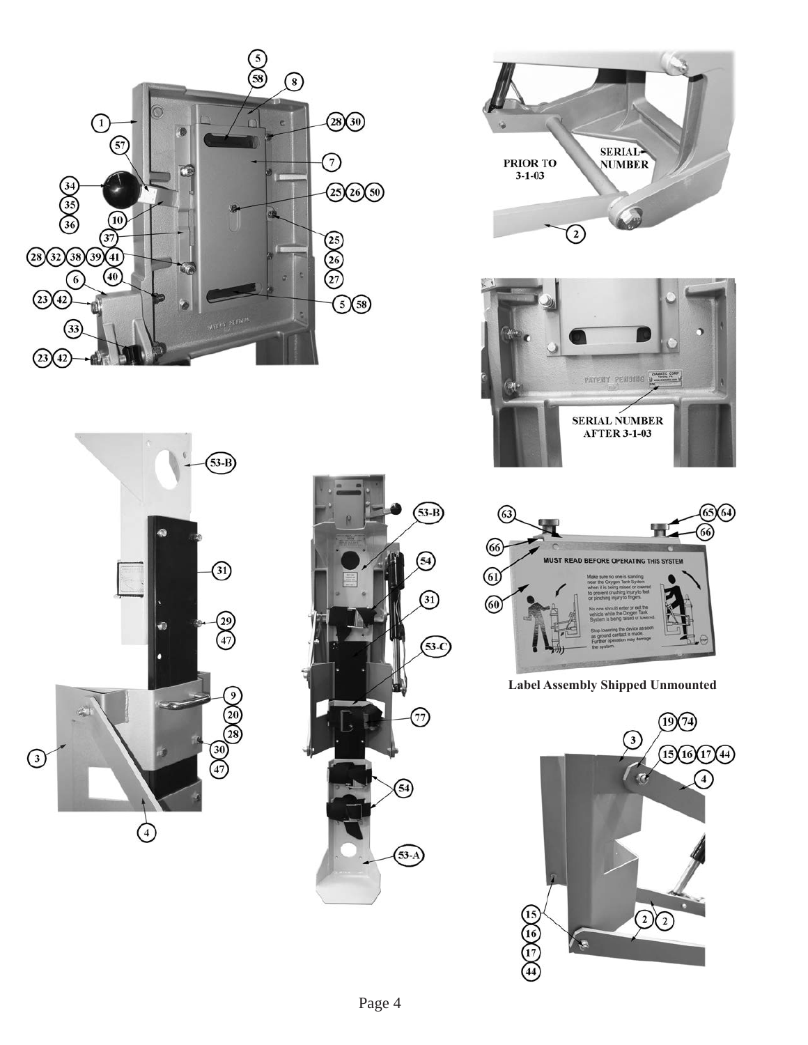PRIOR TO 3-1-03 — SERIAL NUMBER

SERIAL NUMBER AFTER 3-1-03

**Label Assembly Shipped Unmounted**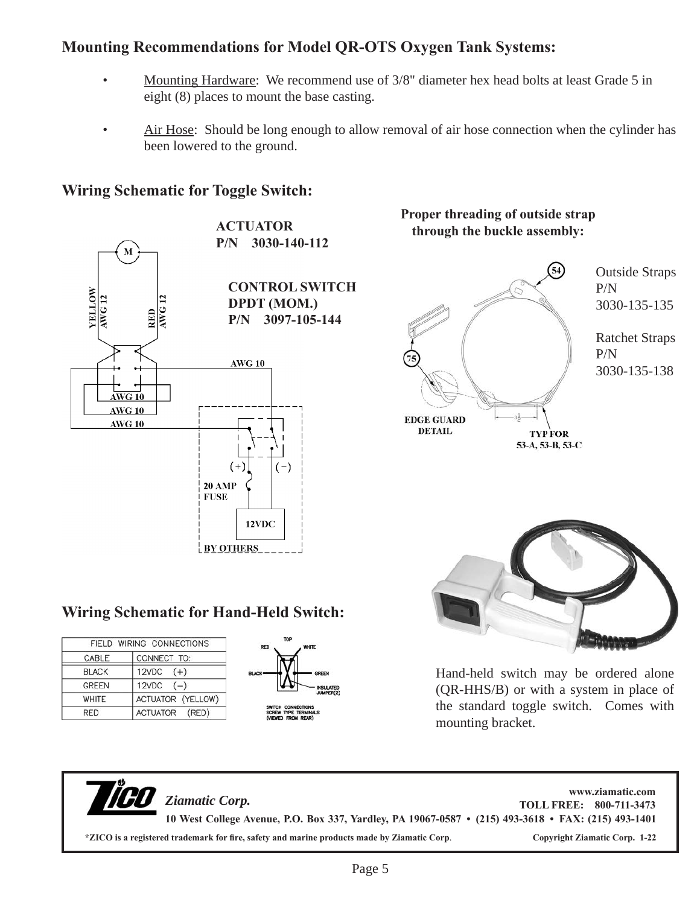## Mounting Recommendations for Model QR-OTS Oxygen Tank Systems:

- Mounting Hardware: We recommend use of 3/8" diameter hex head bolts at least Grade 5 in eight (8) places to mount the base casting.
- Air Hose: Should be long enough to allow removal of air hose connection when the cylinder has been lowered to the ground.

## Wiring Schematic for Toggle Switch:

ACTUATOR
P/N 3030-140-112

CONTROL SWITCH
DPDT (MOM.)
P/N 3097-105-144

YELLOW AWG 12
RED AWG 12
AWG 10
AWG 10
AWG 10
AWG 10
(+) (−)
20 AMP FUSE
12VDC
BY OTHERS

**Proper threading of outside strap through the buckle assembly:**

Outside Straps
P/N
3030-135-135

Ratchet Straps
P/N
3030-135-138

54
75
EDGE GUARD DETAIL
TYP FOR 53-A, 53-B, 53-C

## Wiring Schematic for Hand-Held Switch:

| FIELD WIRING CONNECTIONS | |
|---|---|
| CABLE | CONNECT TO: |
| BLACK | 12VDC (+) |
| GREEN | 12VDC (−) |
| WHITE | ACTUATOR (YELLOW) |
| RED | ACTUATOR (RED) |

TOP
RED
WHITE
BLACK
GREEN
INSULATED JUMPER(2)
SWITCH CONNECTIONS
SCREW TYPE TERMINALS
(VIEWED FROM REAR)

Hand-held switch may be ordered alone (QR-HHS/B) or with a system in place of the standard toggle switch. Comes with mounting bracket.

*Ziamatic Corp.*

www.ziamatic.com
TOLL FREE: 800-711-3473
10 West College Avenue, P.O. Box 337, Yardley, PA 19067-0587 • (215) 493-3618 • FAX: (215) 493-1401

*ZICO is a registered trademark for fire, safety and marine products made by Ziamatic Corp. Copyright Ziamatic Corp. 1-22